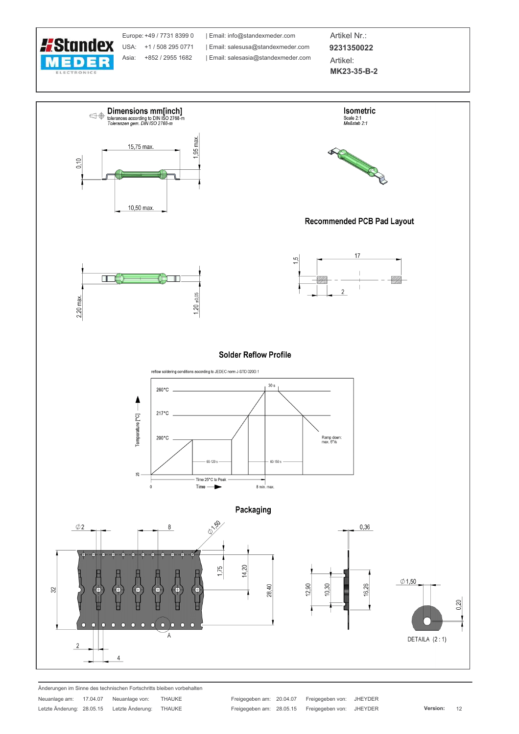| | | | |
|---|---|---|---|
| **Standex MEDER ELECTRONICS** | Europe: +49 / 7731 8399 0 | Email: info@standexmeder.com | Artikel Nr.: **9231350022** |
| | USA: +1 / 508 295 0771 | Email: salesusa@standexmeder.com | Artikel: **MK23-35-B-2** |
| | Asia: +852 / 2955 1682 | Email: salesasia@standexmeder.com | |

## Dimensions mm[inch]

tolerances according to DIN ISO 2768-m
*Toleranzen gem. DIN ISO 2768-m*

15,75 max.
1,95 max.
0,10
10,50 max.
2,20 max.
1,20 ±0,05

## Isometric

Scale 2:1
*Maßstab 2:1*

## Recommended PCB Pad Layout

17
1,5
2

## Solder Reflow Profile

reflow soldering conditions according to JEDEC norm J-STD 020D.1

Temperature [°C]: 260°C, 217°C, 200°C, 25
30 s
60-120 s
60-150 s
Ramp down: max. 6°/s
Time 25°C to Peak 8 min. max.
Time
0

## Packaging

∅2, 8, ∅1,50, 1,75, 14,20, 28,40, 32, 2, 4, A
0,36, 12,90, 10,30, 16,26
∅1,50, 0,20
DETAILA (2 : 1)

Änderungen im Sinne des technischen Fortschritts bleiben vorbehalten

| | | | | | | | |
|---|---|---|---|---|---|---|---|
| Neuanlage am: | 17.04.07 | Neuanlage von: | THAUKE | Freigegeben am: | 20.04.07 | Freigegeben von: | JHEYDER |
| Letzte Änderung: | 28.05.15 | Letzte Änderung: | THAUKE | Freigegeben am: | 28.05.15 | Freigegeben von: | JHEYDER |

**Version:** 12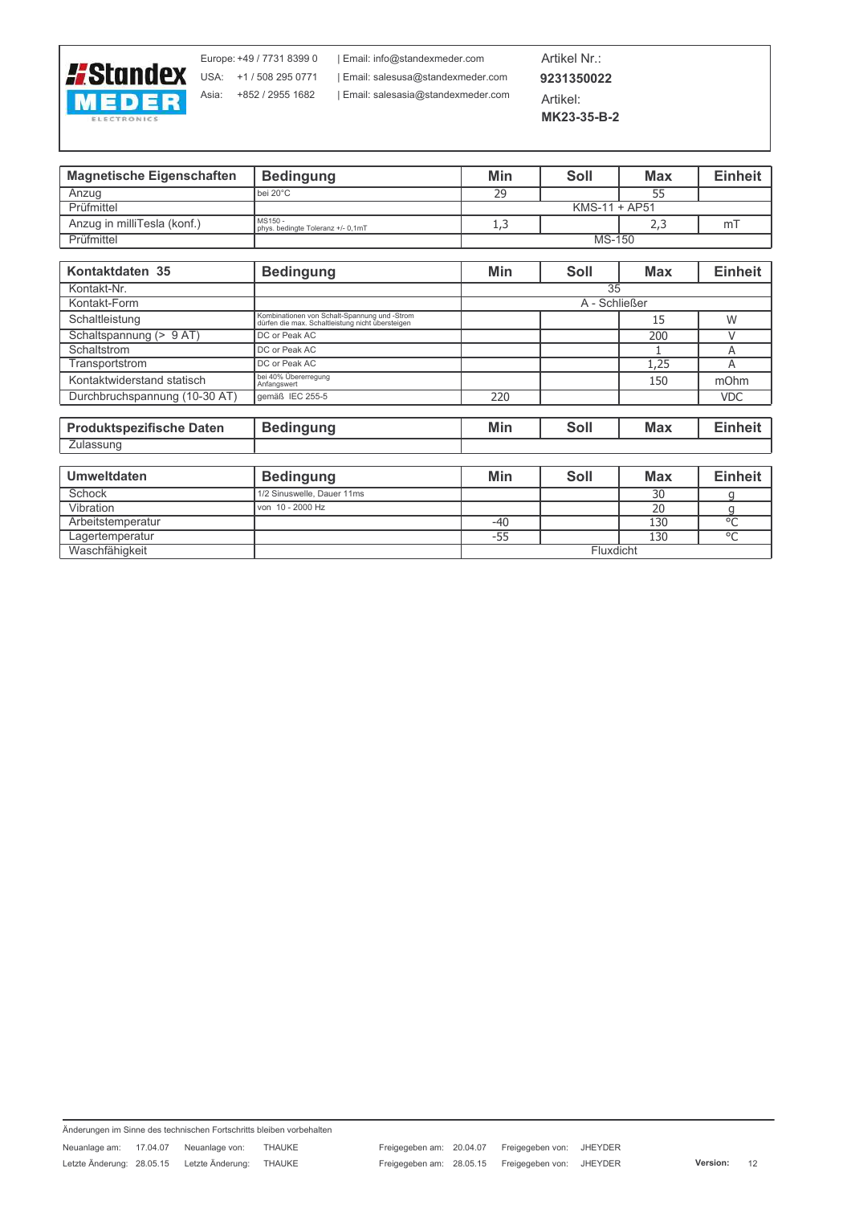Europe: +49 / 7731 8399 0 | Email: info@standexmeder.com
USA: +1 / 508 295 0771 | Email: salesusa@standexmeder.com
Asia: +852 / 2955 1682 | Email: salesasia@standexmeder.com

Artikel Nr.:
**9231350022**
Artikel:
**MK23-35-B-2**

| Magnetische Eigenschaften | Bedingung | Min | Soll | Max | Einheit |
|---|---|---|---|---|---|
| Anzug | bei 20°C | 29 | | 55 | |
| Prüfmittel | | KMS-11 + AP51 | | | |
| Anzug in milliTesla (konf.) | MS150 - phys. bedingte Toleranz +/- 0,1mT | 1,3 | | 2,3 | mT |
| Prüfmittel | | MS-150 | | | |

| Kontaktdaten 35 | Bedingung | Min | Soll | Max | Einheit |
|---|---|---|---|---|---|
| Kontakt-Nr. | | 35 | | | |
| Kontakt-Form | | A - Schließer | | | |
| Schaltleistung | Kombinationen von Schalt-Spannung und -Strom dürfen die max. Schaltleistung nicht übersteigen | | | 15 | W |
| Schaltspannung (> 9 AT) | DC or Peak AC | | | 200 | V |
| Schaltstrom | DC or Peak AC | | | 1 | A |
| Transportstrom | DC or Peak AC | | | 1,25 | A |
| Kontaktwiderstand statisch | bei 40% Übererregung Anfangswert | | | 150 | mOhm |
| Durchbruchspannung (10-30 AT) | gemäß IEC 255-5 | 220 | | | VDC |

| Produktspezifische Daten | Bedingung | Min | Soll | Max | Einheit |
|---|---|---|---|---|---|
| Zulassung | | | | | |

| Umweltdaten | Bedingung | Min | Soll | Max | Einheit |
|---|---|---|---|---|---|
| Schock | 1/2 Sinuswelle, Dauer 11ms | | | 30 | g |
| Vibration | von 10 - 2000 Hz | | | 20 | g |
| Arbeitstemperatur | | -40 | | 130 | °C |
| Lagertemperatur | | -55 | | 130 | °C |
| Waschfähigkeit | | Fluxdicht | | | |

Änderungen im Sinne des technischen Fortschritts bleiben vorbehalten

| | | | | | | | |
|---|---|---|---|---|---|---|---|
| Neuanlage am: | 17.04.07 | Neuanlage von: | THAUKE | Freigegeben am: | 20.04.07 | Freigegeben von: | JHEYDER |
| Letzte Änderung: | 28.05.15 | Letzte Änderung: | THAUKE | Freigegeben am: | 28.05.15 | Freigegeben von: | JHEYDER |

**Version:** 12